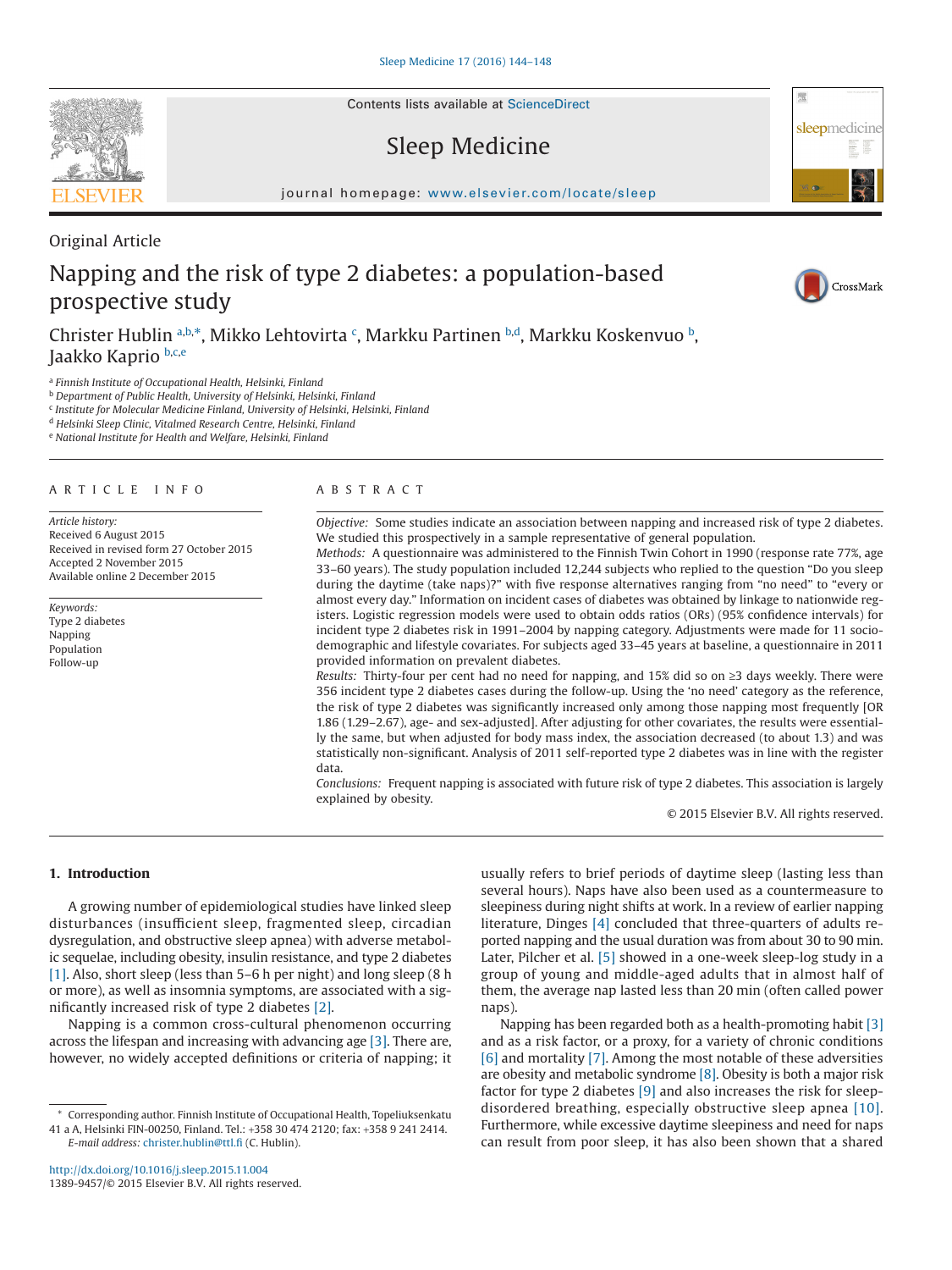Contents lists available at ScienceDirect

Sleep Medicine

journal homepage: www.elsevier.com/locate/sleep

Original Article

# Napping and the risk of type 2 diabetes: a population-based prospective study

Christer Hublin [a,b,*], Mikko Lehtovirta [c], Markku Partinen [b,d], Markku Koskenvuo [b], Jaakko Kaprio [b,c,e]

[a] Finnish Institute of Occupational Health, Helsinki, Finland
[b] Department of Public Health, University of Helsinki, Helsinki, Finland
[c] Institute for Molecular Medicine Finland, University of Helsinki, Helsinki, Finland
[d] Helsinki Sleep Clinic, Vitalmed Research Centre, Helsinki, Finland
[e] National Institute for Health and Welfare, Helsinki, Finland

## ARTICLE INFO

*Article history:*
Received 6 August 2015
Received in revised form 27 October 2015
Accepted 2 November 2015
Available online 2 December 2015

*Keywords:*
Type 2 diabetes
Napping
Population
Follow-up

## ABSTRACT

*Objective:* Some studies indicate an association between napping and increased risk of type 2 diabetes. We studied this prospectively in a sample representative of general population.

*Methods:* A questionnaire was administered to the Finnish Twin Cohort in 1990 (response rate 77%, age 33–60 years). The study population included 12,244 subjects who replied to the question "Do you sleep during the daytime (take naps)?" with five response alternatives ranging from "no need" to "every or almost every day." Information on incident cases of diabetes was obtained by linkage to nationwide registers. Logistic regression models were used to obtain odds ratios (ORs) (95% confidence intervals) for incident type 2 diabetes risk in 1991–2004 by napping category. Adjustments were made for 11 sociodemographic and lifestyle covariates. For subjects aged 33–45 years at baseline, a questionnaire in 2011 provided information on prevalent diabetes.

*Results:* Thirty-four per cent had no need for napping, and 15% did so on ≥3 days weekly. There were 356 incident type 2 diabetes cases during the follow-up. Using the 'no need' category as the reference, the risk of type 2 diabetes was significantly increased only among those napping most frequently [OR 1.86 (1.29–2.67), age- and sex-adjusted]. After adjusting for other covariates, the results were essentially the same, but when adjusted for body mass index, the association decreased (to about 1.3) and was statistically non-significant. Analysis of 2011 self-reported type 2 diabetes was in line with the register data.

*Conclusions:* Frequent napping is associated with future risk of type 2 diabetes. This association is largely explained by obesity.

© 2015 Elsevier B.V. All rights reserved.

## 1. Introduction

A growing number of epidemiological studies have linked sleep disturbances (insufficient sleep, fragmented sleep, circadian dysregulation, and obstructive sleep apnea) with adverse metabolic sequelae, including obesity, insulin resistance, and type 2 diabetes [1]. Also, short sleep (less than 5–6 h per night) and long sleep (8 h or more), as well as insomnia symptoms, are associated with a significantly increased risk of type 2 diabetes [2].

Napping is a common cross-cultural phenomenon occurring across the lifespan and increasing with advancing age [3]. There are, however, no widely accepted definitions or criteria of napping; it usually refers to brief periods of daytime sleep (lasting less than several hours). Naps have also been used as a countermeasure to sleepiness during night shifts at work. In a review of earlier napping literature, Dinges [4] concluded that three-quarters of adults reported napping and the usual duration was from about 30 to 90 min. Later, Pilcher et al. [5] showed in a one-week sleep-log study in a group of young and middle-aged adults that in almost half of them, the average nap lasted less than 20 min (often called power naps).

Napping has been regarded both as a health-promoting habit [3] and as a risk factor, or a proxy, for a variety of chronic conditions [6] and mortality [7]. Among the most notable of these adversities are obesity and metabolic syndrome [8]. Obesity is both a major risk factor for type 2 diabetes [9] and also increases the risk for sleep-disordered breathing, especially obstructive sleep apnea [10]. Furthermore, while excessive daytime sleepiness and need for naps can result from poor sleep, it has also been shown that a shared

* Corresponding author. Finnish Institute of Occupational Health, Topeliuksenkatu 41 a A, Helsinki FIN-00250, Finland. Tel.: +358 30 474 2120; fax: +358 9 241 2414.
*E-mail address:* christer.hublin@ttl.fi (C. Hublin).

http://dx.doi.org/10.1016/j.sleep.2015.11.004
1389-9457/© 2015 Elsevier B.V. All rights reserved.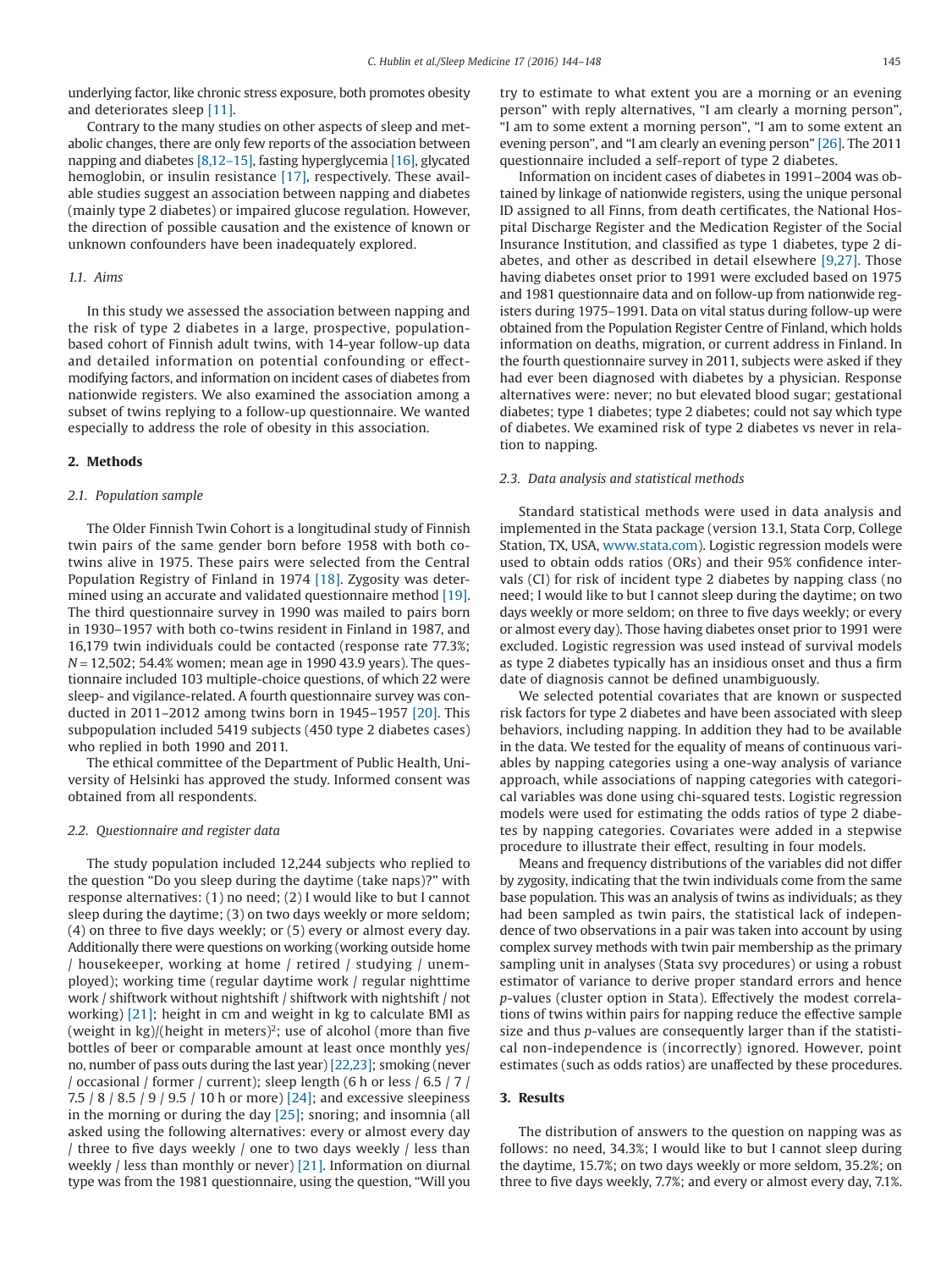underlying factor, like chronic stress exposure, both promotes obesity and deteriorates sleep [11].

Contrary to the many studies on other aspects of sleep and metabolic changes, there are only few reports of the association between napping and diabetes [8,12–15], fasting hyperglycemia [16], glycated hemoglobin, or insulin resistance [17], respectively. These available studies suggest an association between napping and diabetes (mainly type 2 diabetes) or impaired glucose regulation. However, the direction of possible causation and the existence of known or unknown confounders have been inadequately explored.

### *1.1. Aims*

In this study we assessed the association between napping and the risk of type 2 diabetes in a large, prospective, population-based cohort of Finnish adult twins, with 14-year follow-up data and detailed information on potential confounding or effect-modifying factors, and information on incident cases of diabetes from nationwide registers. We also examined the association among a subset of twins replying to a follow-up questionnaire. We wanted especially to address the role of obesity in this association.

## 2. Methods

### *2.1. Population sample*

The Older Finnish Twin Cohort is a longitudinal study of Finnish twin pairs of the same gender born before 1958 with both co-twins alive in 1975. These pairs were selected from the Central Population Registry of Finland in 1974 [18]. Zygosity was determined using an accurate and validated questionnaire method [19]. The third questionnaire survey in 1990 was mailed to pairs born in 1930–1957 with both co-twins resident in Finland in 1987, and 16,179 twin individuals could be contacted (response rate 77.3%; $N = 12{,}502$; 54.4% women; mean age in 1990 43.9 years). The questionnaire included 103 multiple-choice questions, of which 22 were sleep- and vigilance-related. A fourth questionnaire survey was conducted in 2011–2012 among twins born in 1945–1957 [20]. This subpopulation included 5419 subjects (450 type 2 diabetes cases) who replied in both 1990 and 2011.

The ethical committee of the Department of Public Health, University of Helsinki has approved the study. Informed consent was obtained from all respondents.

### *2.2. Questionnaire and register data*

The study population included 12,244 subjects who replied to the question "Do you sleep during the daytime (take naps)?" with response alternatives: (1) no need; (2) I would like to but I cannot sleep during the daytime; (3) on two days weekly or more seldom; (4) on three to five days weekly; or (5) every or almost every day. Additionally there were questions on working (working outside home / housekeeper, working at home / retired / studying / unemployed); working time (regular daytime work / regular nighttime work / shiftwork without nightshift / shiftwork with nightshift / not working) [21]; height in cm and weight in kg to calculate BMI as (weight in kg)/(height in meters)$^2$; use of alcohol (more than five bottles of beer or comparable amount at least once monthly yes/no, number of pass outs during the last year) [22,23]; smoking (never / occasional / former / current); sleep length (6 h or less / 6.5 / 7 / 7.5 / 8 / 8.5 / 9 / 9.5 / 10 h or more) [24]; and excessive sleepiness in the morning or during the day [25]; snoring; and insomnia (all asked using the following alternatives: every or almost every day / three to five days weekly / one to two days weekly / less than weekly / less than monthly or never) [21]. Information on diurnal type was from the 1981 questionnaire, using the question, "Will you try to estimate to what extent you are a morning or an evening person" with reply alternatives, "I am clearly a morning person", "I am to some extent a morning person", "I am to some extent an evening person", and "I am clearly an evening person" [26]. The 2011 questionnaire included a self-report of type 2 diabetes.

Information on incident cases of diabetes in 1991–2004 was obtained by linkage of nationwide registers, using the unique personal ID assigned to all Finns, from death certificates, the National Hospital Discharge Register and the Medication Register of the Social Insurance Institution, and classified as type 1 diabetes, type 2 diabetes, and other as described in detail elsewhere [9,27]. Those having diabetes onset prior to 1991 were excluded based on 1975 and 1981 questionnaire data and on follow-up from nationwide registers during 1975–1991. Data on vital status during follow-up were obtained from the Population Register Centre of Finland, which holds information on deaths, migration, or current address in Finland. In the fourth questionnaire survey in 2011, subjects were asked if they had ever been diagnosed with diabetes by a physician. Response alternatives were: never; no but elevated blood sugar; gestational diabetes; type 1 diabetes; type 2 diabetes; could not say which type of diabetes. We examined risk of type 2 diabetes vs never in relation to napping.

### *2.3. Data analysis and statistical methods*

Standard statistical methods were used in data analysis and implemented in the Stata package (version 13.1, Stata Corp, College Station, TX, USA, www.stata.com). Logistic regression models were used to obtain odds ratios (ORs) and their 95% confidence intervals (CI) for risk of incident type 2 diabetes by napping class (no need; I would like to but I cannot sleep during the daytime; on two days weekly or more seldom; on three to five days weekly; or every or almost every day). Those having diabetes onset prior to 1991 were excluded. Logistic regression was used instead of survival models as type 2 diabetes typically has an insidious onset and thus a firm date of diagnosis cannot be defined unambiguously.

We selected potential covariates that are known or suspected risk factors for type 2 diabetes and have been associated with sleep behaviors, including napping. In addition they had to be available in the data. We tested for the equality of means of continuous variables by napping categories using a one-way analysis of variance approach, while associations of napping categories with categorical variables was done using chi-squared tests. Logistic regression models were used for estimating the odds ratios of type 2 diabetes by napping categories. Covariates were added in a stepwise procedure to illustrate their effect, resulting in four models.

Means and frequency distributions of the variables did not differ by zygosity, indicating that the twin individuals come from the same base population. This was an analysis of twins as individuals; as they had been sampled as twin pairs, the statistical lack of independence of two observations in a pair was taken into account by using complex survey methods with twin pair membership as the primary sampling unit in analyses (Stata svy procedures) or using a robust estimator of variance to derive proper standard errors and hence *p*-values (cluster option in Stata). Effectively the modest correlations of twins within pairs for napping reduce the effective sample size and thus *p*-values are consequently larger than if the statistical non-independence is (incorrectly) ignored. However, point estimates (such as odds ratios) are unaffected by these procedures.

## 3. Results

The distribution of answers to the question on napping was as follows: no need, 34.3%; I would like to but I cannot sleep during the daytime, 15.7%; on two days weekly or more seldom, 35.2%; on three to five days weekly, 7.7%; and every or almost every day, 7.1%.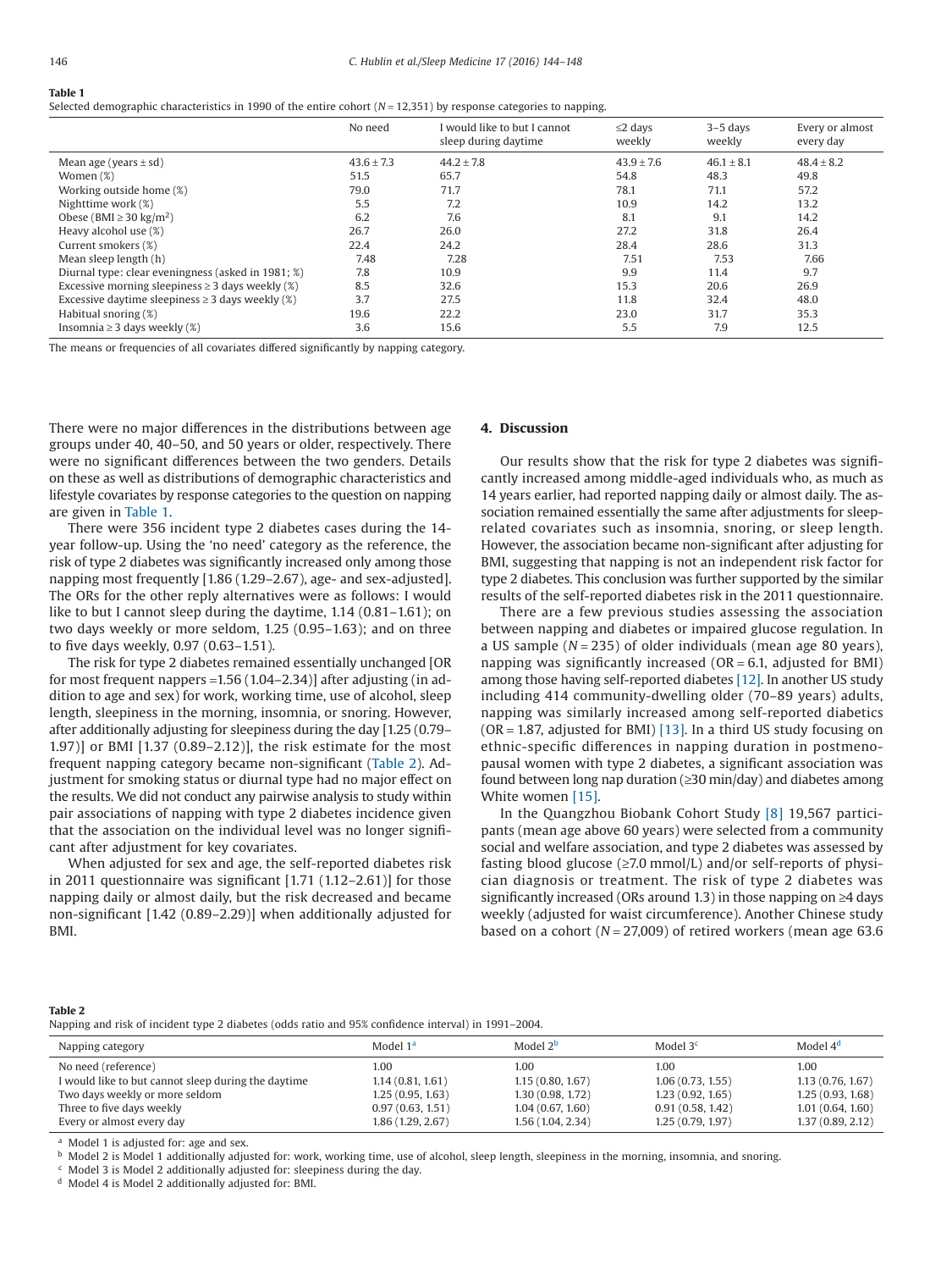**Table 1**
Selected demographic characteristics in 1990 of the entire cohort ($N = 12,351$) by response categories to napping.

| | No need | I would like to but I cannot sleep during daytime | ≤2 days weekly | 3–5 days weekly | Every or almost every day |
|---|---|---|---|---|---|
| Mean age (years ± sd) | 43.6 ± 7.3 | 44.2 ± 7.8 | 43.9 ± 7.6 | 46.1 ± 8.1 | 48.4 ± 8.2 |
| Women (%) | 51.5 | 65.7 | 54.8 | 48.3 | 49.8 |
| Working outside home (%) | 79.0 | 71.7 | 78.1 | 71.1 | 57.2 |
| Nighttime work (%) | 5.5 | 7.2 | 10.9 | 14.2 | 13.2 |
| Obese (BMI ≥ 30 kg/m$^2$) | 6.2 | 7.6 | 8.1 | 9.1 | 14.2 |
| Heavy alcohol use (%) | 26.7 | 26.0 | 27.2 | 31.8 | 26.4 |
| Current smokers (%) | 22.4 | 24.2 | 28.4 | 28.6 | 31.3 |
| Mean sleep length (h) | 7.48 | 7.28 | 7.51 | 7.53 | 7.66 |
| Diurnal type: clear eveningness (asked in 1981; %) | 7.8 | 10.9 | 9.9 | 11.4 | 9.7 |
| Excessive morning sleepiness ≥ 3 days weekly (%) | 8.5 | 32.6 | 15.3 | 20.6 | 26.9 |
| Excessive daytime sleepiness ≥ 3 days weekly (%) | 3.7 | 27.5 | 11.8 | 32.4 | 48.0 |
| Habitual snoring (%) | 19.6 | 22.2 | 23.0 | 31.7 | 35.3 |
| Insomnia ≥ 3 days weekly (%) | 3.6 | 15.6 | 5.5 | 7.9 | 12.5 |

The means or frequencies of all covariates differed significantly by napping category.

There were no major differences in the distributions between age groups under 40, 40–50, and 50 years or older, respectively. There were no significant differences between the two genders. Details on these as well as distributions of demographic characteristics and lifestyle covariates by response categories to the question on napping are given in Table 1.

There were 356 incident type 2 diabetes cases during the 14-year follow-up. Using the 'no need' category as the reference, the risk of type 2 diabetes was significantly increased only among those napping most frequently [1.86 (1.29–2.67), age- and sex-adjusted]. The ORs for the other reply alternatives were as follows: I would like to but I cannot sleep during the daytime, 1.14 (0.81–1.61); on two days weekly or more seldom, 1.25 (0.95–1.63); and on three to five days weekly, 0.97 (0.63–1.51).

The risk for type 2 diabetes remained essentially unchanged [OR for most frequent nappers =1.56 (1.04–2.34)] after adjusting (in addition to age and sex) for work, working time, use of alcohol, sleep length, sleepiness in the morning, insomnia, or snoring. However, after additionally adjusting for sleepiness during the day [1.25 (0.79–1.97)] or BMI [1.37 (0.89–2.12)], the risk estimate for the most frequent napping category became non-significant (Table 2). Adjustment for smoking status or diurnal type had no major effect on the results. We did not conduct any pairwise analysis to study within pair associations of napping with type 2 diabetes incidence given that the association on the individual level was no longer significant after adjustment for key covariates.

When adjusted for sex and age, the self-reported diabetes risk in 2011 questionnaire was significant [1.71 (1.12–2.61)] for those napping daily or almost daily, but the risk decreased and became non-significant [1.42 (0.89–2.29)] when additionally adjusted for BMI.

## 4. Discussion

Our results show that the risk for type 2 diabetes was significantly increased among middle-aged individuals who, as much as 14 years earlier, had reported napping daily or almost daily. The association remained essentially the same after adjustments for sleep-related covariates such as insomnia, snoring, or sleep length. However, the association became non-significant after adjusting for BMI, suggesting that napping is not an independent risk factor for type 2 diabetes. This conclusion was further supported by the similar results of the self-reported diabetes risk in the 2011 questionnaire.

There are a few previous studies assessing the association between napping and diabetes or impaired glucose regulation. In a US sample ($N = 235$) of older individuals (mean age 80 years), napping was significantly increased (OR = 6.1, adjusted for BMI) among those having self-reported diabetes [12]. In another US study including 414 community-dwelling older (70–89 years) adults, napping was similarly increased among self-reported diabetics (OR = 1.87, adjusted for BMI) [13]. In a third US study focusing on ethnic-specific differences in napping duration in postmenopausal women with type 2 diabetes, a significant association was found between long nap duration (≥30 min/day) and diabetes among White women [15].

In the Quangzhou Biobank Cohort Study [8] 19,567 participants (mean age above 60 years) were selected from a community social and welfare association, and type 2 diabetes was assessed by fasting blood glucose (≥7.0 mmol/L) and/or self-reports of physician diagnosis or treatment. The risk of type 2 diabetes was significantly increased (ORs around 1.3) in those napping on ≥4 days weekly (adjusted for waist circumference). Another Chinese study based on a cohort ($N = 27,009$) of retired workers (mean age 63.6

**Table 2**
Napping and risk of incident type 2 diabetes (odds ratio and 95% confidence interval) in 1991–2004.

| Napping category | Model 1[a] | Model 2[b] | Model 3[c] | Model 4[d] |
|---|---|---|---|---|
| No need (reference) | 1.00 | 1.00 | 1.00 | 1.00 |
| I would like to but cannot sleep during the daytime | 1.14 (0.81, 1.61) | 1.15 (0.80, 1.67) | 1.06 (0.73, 1.55) | 1.13 (0.76, 1.67) |
| Two days weekly or more seldom | 1.25 (0.95, 1.63) | 1.30 (0.98, 1.72) | 1.23 (0.92, 1.65) | 1.25 (0.93, 1.68) |
| Three to five days weekly | 0.97 (0.63, 1.51) | 1.04 (0.67, 1.60) | 0.91 (0.58, 1.42) | 1.01 (0.64, 1.60) |
| Every or almost every day | 1.86 (1.29, 2.67) | 1.56 (1.04, 2.34) | 1.25 (0.79, 1.97) | 1.37 (0.89, 2.12) |

[a] Model 1 is adjusted for: age and sex.
[b] Model 2 is Model 1 additionally adjusted for: work, working time, use of alcohol, sleep length, sleepiness in the morning, insomnia, and snoring.
[c] Model 3 is Model 2 additionally adjusted for: sleepiness during the day.
[d] Model 4 is Model 2 additionally adjusted for: BMI.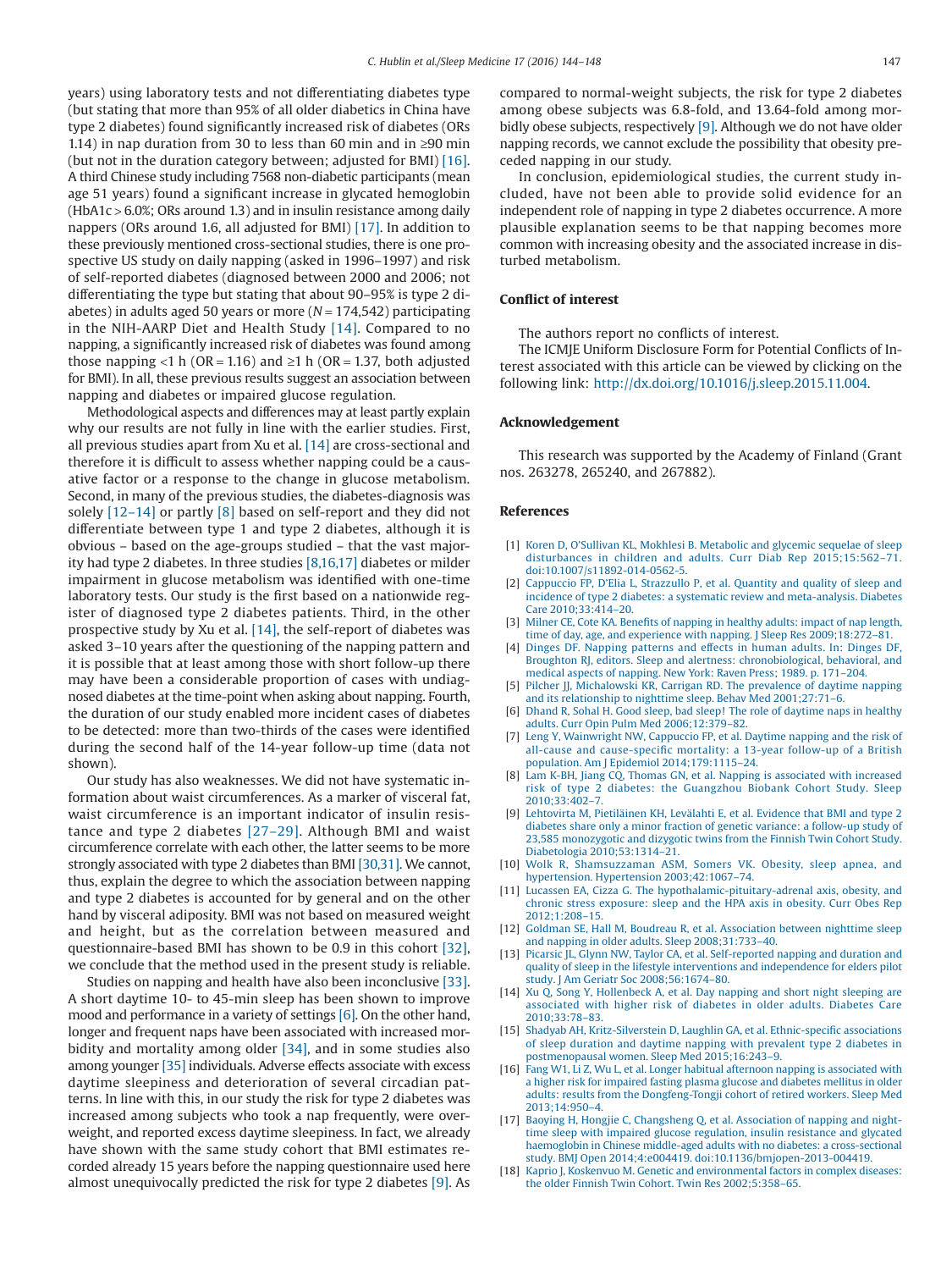years) using laboratory tests and not differentiating diabetes type (but stating that more than 95% of all older diabetics in China have type 2 diabetes) found significantly increased risk of diabetes (ORs 1.14) in nap duration from 30 to less than 60 min and in ≥90 min (but not in the duration category between; adjusted for BMI) [16]. A third Chinese study including 7568 non-diabetic participants (mean age 51 years) found a significant increase in glycated hemoglobin (HbA1c > 6.0%; ORs around 1.3) and in insulin resistance among daily nappers (ORs around 1.6, all adjusted for BMI) [17]. In addition to these previously mentioned cross-sectional studies, there is one prospective US study on daily napping (asked in 1996–1997) and risk of self-reported diabetes (diagnosed between 2000 and 2006; not differentiating the type but stating that about 90–95% is type 2 diabetes) in adults aged 50 years or more ($N$ = 174,542) participating in the NIH-AARP Diet and Health Study [14]. Compared to no napping, a significantly increased risk of diabetes was found among those napping <1 h (OR = 1.16) and ≥1 h (OR = 1.37, both adjusted for BMI). In all, these previous results suggest an association between napping and diabetes or impaired glucose regulation.

Methodological aspects and differences may at least partly explain why our results are not fully in line with the earlier studies. First, all previous studies apart from Xu et al. [14] are cross-sectional and therefore it is difficult to assess whether napping could be a causative factor or a response to the change in glucose metabolism. Second, in many of the previous studies, the diabetes-diagnosis was solely [12–14] or partly [8] based on self-report and they did not differentiate between type 1 and type 2 diabetes, although it is obvious – based on the age-groups studied – that the vast majority had type 2 diabetes. In three studies [8,16,17] diabetes or milder impairment in glucose metabolism was identified with one-time laboratory tests. Our study is the first based on a nationwide register of diagnosed type 2 diabetes patients. Third, in the other prospective study by Xu et al. [14], the self-report of diabetes was asked 3–10 years after the questioning of the napping pattern and it is possible that at least among those with short follow-up there may have been a considerable proportion of cases with undiagnosed diabetes at the time-point when asking about napping. Fourth, the duration of our study enabled more incident cases of diabetes to be detected: more than two-thirds of the cases were identified during the second half of the 14-year follow-up time (data not shown).

Our study has also weaknesses. We did not have systematic information about waist circumferences. As a marker of visceral fat, waist circumference is an important indicator of insulin resistance and type 2 diabetes [27–29]. Although BMI and waist circumference correlate with each other, the latter seems to be more strongly associated with type 2 diabetes than BMI [30,31]. We cannot, thus, explain the degree to which the association between napping and type 2 diabetes is accounted for by general and on the other hand by visceral adiposity. BMI was not based on measured weight and height, but as the correlation between measured and questionnaire-based BMI has shown to be 0.9 in this cohort [32], we conclude that the method used in the present study is reliable.

Studies on napping and health have also been inconclusive [33]. A short daytime 10- to 45-min sleep has been shown to improve mood and performance in a variety of settings [6]. On the other hand, longer and frequent naps have been associated with increased morbidity and mortality among older [34], and in some studies also among younger [35] individuals. Adverse effects associate with excess daytime sleepiness and deterioration of several circadian patterns. In line with this, in our study the risk for type 2 diabetes was increased among subjects who took a nap frequently, were overweight, and reported excess daytime sleepiness. In fact, we already have shown with the same study cohort that BMI estimates recorded already 15 years before the napping questionnaire used here almost unequivocally predicted the risk for type 2 diabetes [9]. As compared to normal-weight subjects, the risk for type 2 diabetes among obese subjects was 6.8-fold, and 13.64-fold among morbidly obese subjects, respectively [9]. Although we do not have older napping records, we cannot exclude the possibility that obesity preceded napping in our study.

In conclusion, epidemiological studies, the current study included, have not been able to provide solid evidence for an independent role of napping in type 2 diabetes occurrence. A more plausible explanation seems to be that napping becomes more common with increasing obesity and the associated increase in disturbed metabolism.

## Conflict of interest

The authors report no conflicts of interest.

The ICMJE Uniform Disclosure Form for Potential Conflicts of Interest associated with this article can be viewed by clicking on the following link: http://dx.doi.org/10.1016/j.sleep.2015.11.004.

## Acknowledgement

This research was supported by the Academy of Finland (Grant nos. 263278, 265240, and 267882).

## References

[1] Koren D, O'Sullivan KL, Mokhlesi B. Metabolic and glycemic sequelae of sleep disturbances in children and adults. Curr Diab Rep 2015;15:562–71. doi:10.1007/s11892-014-0562-5.

[2] Cappuccio FP, D'Elia L, Strazzullo P, et al. Quantity and quality of sleep and incidence of type 2 diabetes: a systematic review and meta-analysis. Diabetes Care 2010;33:414–20.

[3] Milner CE, Cote KA. Benefits of napping in healthy adults: impact of nap length, time of day, age, and experience with napping. J Sleep Res 2009;18:272–81.

[4] Dinges DF. Napping patterns and effects in human adults. In: Dinges DF, Broughton RJ, editors. Sleep and alertness: chronobiological, behavioral, and medical aspects of napping. New York: Raven Press; 1989. p. 171–204.

[5] Pilcher JJ, Michalowski KR, Carrigan RD. The prevalence of daytime napping and its relationship to nighttime sleep. Behav Med 2001;27:71–6.

[6] Dhand R, Sohal H. Good sleep, bad sleep! The role of daytime naps in healthy adults. Curr Opin Pulm Med 2006;12:379–82.

[7] Leng Y, Wainwright NW, Cappuccio FP, et al. Daytime napping and the risk of all-cause and cause-specific mortality: a 13-year follow-up of a British population. Am J Epidemiol 2014;179:1115–24.

[8] Lam K-BH, Jiang CQ, Thomas GN, et al. Napping is associated with increased risk of type 2 diabetes: the Guangzhou Biobank Cohort Study. Sleep 2010;33:402–7.

[9] Lehtovirta M, Pietiläinen KH, Levälahti E, et al. Evidence that BMI and type 2 diabetes share only a minor fraction of genetic variance: a follow-up study of 23,585 monozygotic and dizygotic twins from the Finnish Twin Cohort Study. Diabetologia 2010;53:1314–21.

[10] Wolk R, Shamsuzzaman ASM, Somers VK. Obesity, sleep apnea, and hypertension. Hypertension 2003;42:1067–74.

[11] Lucassen EA, Cizza G. The hypothalamic-pituitary-adrenal axis, obesity, and chronic stress exposure: sleep and the HPA axis in obesity. Curr Obes Rep 2012;1:208–15.

[12] Goldman SE, Hall M, Boudreau R, et al. Association between nighttime sleep and napping in older adults. Sleep 2008;31:733–40.

[13] Picarsic JL, Glynn NW, Taylor CA, et al. Self-reported napping and duration and quality of sleep in the lifestyle interventions and independence for elders pilot study. J Am Geriatr Soc 2008;56:1674–80.

[14] Xu Q, Song Y, Hollenbeck A, et al. Day napping and short night sleeping are associated with higher risk of diabetes in older adults. Diabetes Care 2010;33:78–83.

[15] Shadyab AH, Kritz-Silverstein D, Laughlin GA, et al. Ethnic-specific associations of sleep duration and daytime napping with prevalent type 2 diabetes in postmenopausal women. Sleep Med 2015;16:243–9.

[16] Fang W1, Li Z, Wu L, et al. Longer habitual afternoon napping is associated with a higher risk for impaired fasting plasma glucose and diabetes mellitus in older adults: results from the Dongfeng-Tongji cohort of retired workers. Sleep Med 2013;14:950–4.

[17] Baoying H, Hongjie C, Changsheng Q, et al. Association of napping and night-time sleep with impaired glucose regulation, insulin resistance and glycated haemoglobin in Chinese middle-aged adults with no diabetes: a cross-sectional study. BMJ Open 2014;4:e004419. doi:10.1136/bmjopen-2013-004419.

[18] Kaprio J, Koskenvuo M. Genetic and environmental factors in complex diseases: the older Finnish Twin Cohort. Twin Res 2002;5:358–65.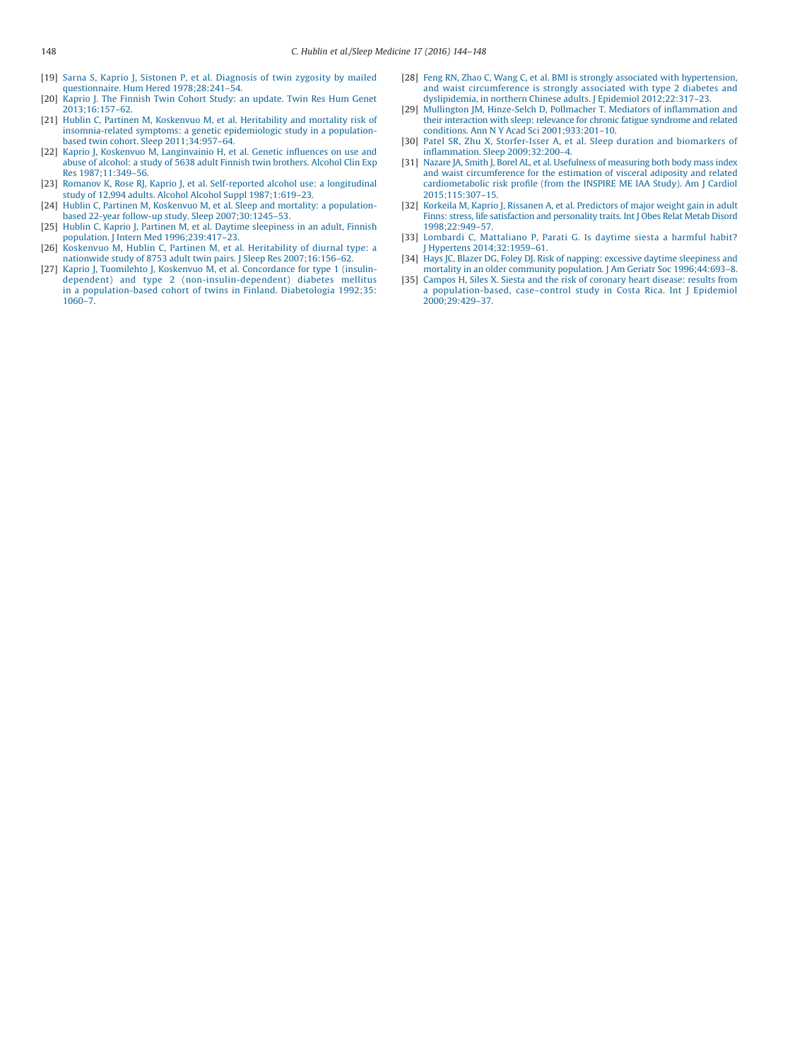[19] Sarna S, Kaprio J, Sistonen P, et al. Diagnosis of twin zygosity by mailed questionnaire. Hum Hered 1978;28:241–54.

[20] Kaprio J. The Finnish Twin Cohort Study: an update. Twin Res Hum Genet 2013;16:157–62.

[21] Hublin C, Partinen M, Koskenvuo M, et al. Heritability and mortality risk of insomnia-related symptoms: a genetic epidemiologic study in a population-based twin cohort. Sleep 2011;34:957–64.

[22] Kaprio J, Koskenvuo M, Langinvainio H, et al. Genetic influences on use and abuse of alcohol: a study of 5638 adult Finnish twin brothers. Alcohol Clin Exp Res 1987;11:349–56.

[23] Romanov K, Rose RJ, Kaprio J, et al. Self-reported alcohol use: a longitudinal study of 12,994 adults. Alcohol Alcohol Suppl 1987;1:619–23.

[24] Hublin C, Partinen M, Koskenvuo M, et al. Sleep and mortality: a population-based 22-year follow-up study. Sleep 2007;30:1245–53.

[25] Hublin C, Kaprio J, Partinen M, et al. Daytime sleepiness in an adult, Finnish population. J Intern Med 1996;239:417–23.

[26] Koskenvuo M, Hublin C, Partinen M, et al. Heritability of diurnal type: a nationwide study of 8753 adult twin pairs. J Sleep Res 2007;16:156–62.

[27] Kaprio J, Tuomilehto J, Koskenvuo M, et al. Concordance for type 1 (insulin-dependent) and type 2 (non-insulin-dependent) diabetes mellitus in a population-based cohort of twins in Finland. Diabetologia 1992;35:1060–7.

[28] Feng RN, Zhao C, Wang C, et al. BMI is strongly associated with hypertension, and waist circumference is strongly associated with type 2 diabetes and dyslipidemia, in northern Chinese adults. J Epidemiol 2012;22:317–23.

[29] Mullington JM, Hinze-Selch D, Pollmacher T. Mediators of inflammation and their interaction with sleep: relevance for chronic fatigue syndrome and related conditions. Ann N Y Acad Sci 2001;933:201–10.

[30] Patel SR, Zhu X, Storfer-Isser A, et al. Sleep duration and biomarkers of inflammation. Sleep 2009;32:200–4.

[31] Nazare JA, Smith J, Borel AL, et al. Usefulness of measuring both body mass index and waist circumference for the estimation of visceral adiposity and related cardiometabolic risk profile (from the INSPIRE ME IAA Study). Am J Cardiol 2015;115:307–15.

[32] Korkeila M, Kaprio J, Rissanen A, et al. Predictors of major weight gain in adult Finns: stress, life satisfaction and personality traits. Int J Obes Relat Metab Disord 1998;22:949–57.

[33] Lombardi C, Mattaliano P, Parati G. Is daytime siesta a harmful habit? J Hypertens 2014;32:1959–61.

[34] Hays JC, Blazer DG, Foley DJ. Risk of napping: excessive daytime sleepiness and mortality in an older community population. J Am Geriatr Soc 1996;44:693–8.

[35] Campos H, Siles X. Siesta and the risk of coronary heart disease: results from a population-based, case–control study in Costa Rica. Int J Epidemiol 2000;29:429–37.